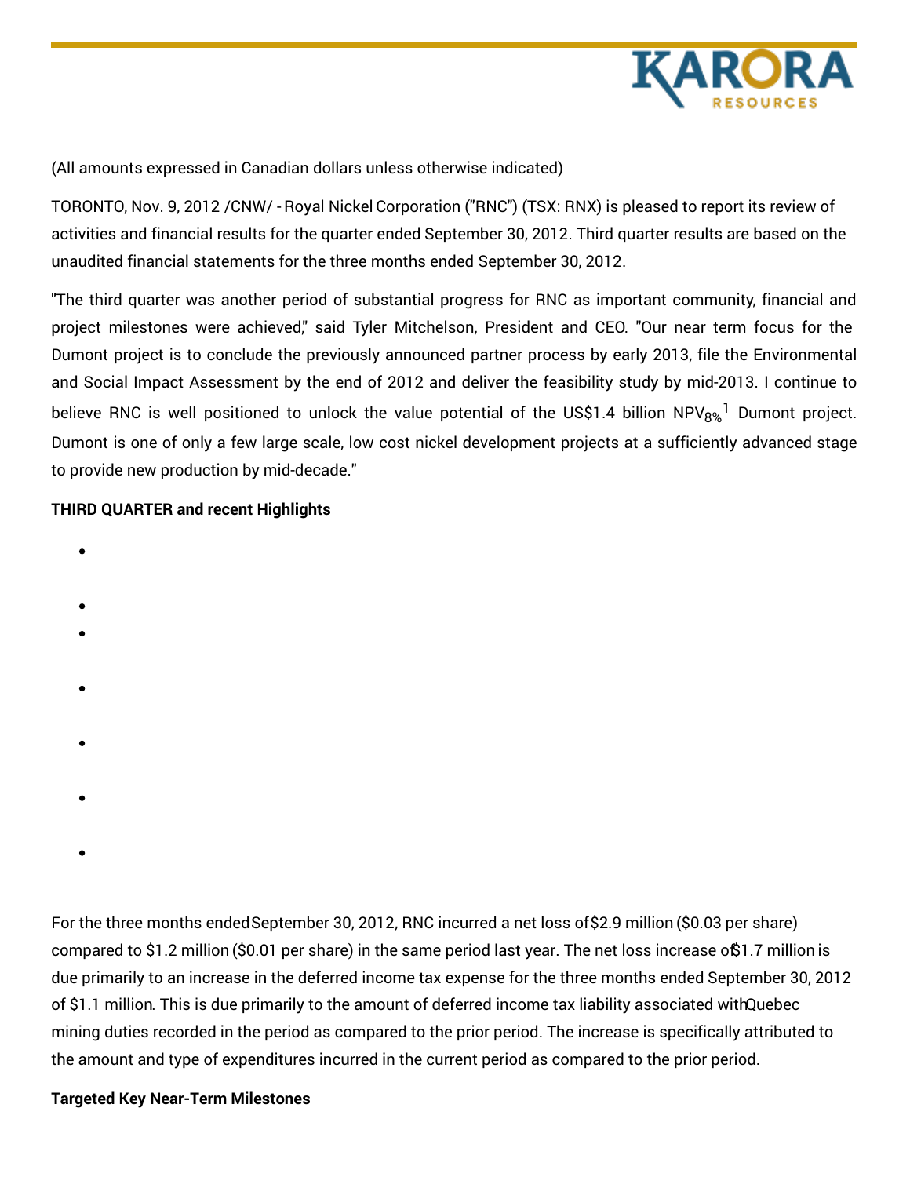(All amounts expressed in Canadian dollars unless otherwise indicated)

TORONTO, Nov. 9, 2012 /CNW/ - Royal Nickel Corporation ("RNC") (TSX: RNX) is pleased to report its review of activities and financial results for the quarter ended September 30, 2012. Third quarter results are based on the unaudited financial statements for the three months ended September 30, 2012.

"The third quarter was another period of substantial progress for RNC as important community, financial and project milestones were achieved," said Tyler Mitchelson, President and CEO. "Our near term focus for the Dumont project is to conclude the previously announced partner process by early 2013, file the Environmental and Social Impact Assessment by the end of 2012 and deliver the feasibility study by mid-2013. I continue to believe RNC is well positioned to unlock the value potential of the US$1.4 billion $NPV_{8\%}$[1] Dumont project. Dumont is one of only a few large scale, low cost nickel development projects at a sufficiently advanced stage to provide new production by mid-decade."

**THIRD QUARTER and recent Highlights**

For the three months ended September 30, 2012, RNC incurred a net loss of $2.9 million ($0.03 per share) compared to $1.2 million ($0.01 per share) in the same period last year. The net loss increase of $1.7 million is due primarily to an increase in the deferred income tax expense for the three months ended September 30, 2012 of $1.1 million. This is due primarily to the amount of deferred income tax liability associated with Quebec mining duties recorded in the period as compared to the prior period. The increase is specifically attributed to the amount and type of expenditures incurred in the current period as compared to the prior period.

**Targeted Key Near-Term Milestones**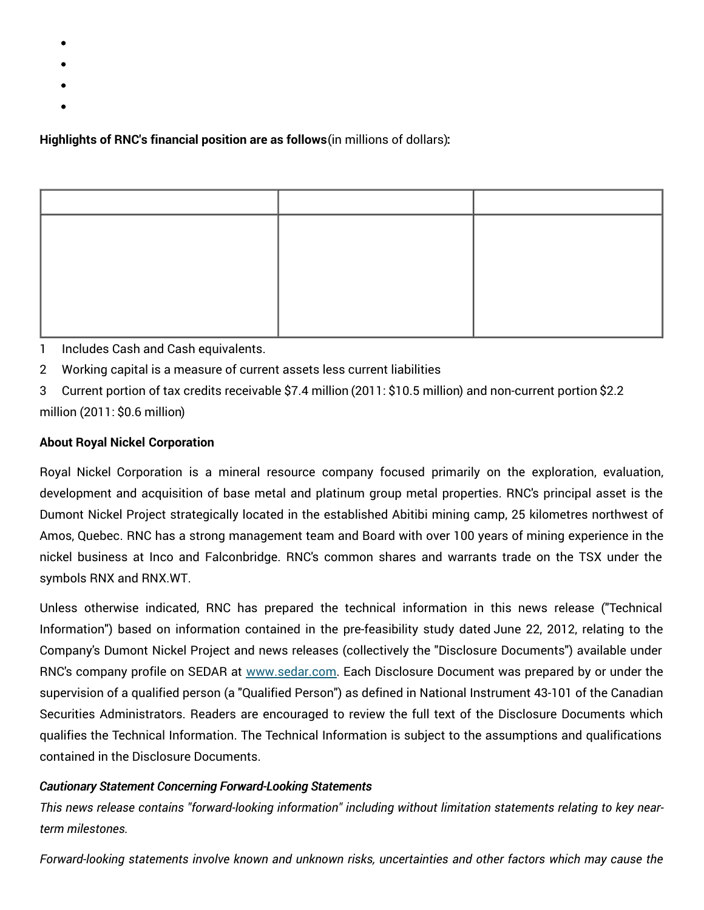- 
- 
- 
- 

**Highlights of RNC's financial position are as follows**(in millions of dollars)**:**

| | | |
|---|---|---|
| | | |

1 Includes Cash and Cash equivalents.

2 Working capital is a measure of current assets less current liabilities

3 Current portion of tax credits receivable $7.4 million (2011: $10.5 million) and non-current portion $2.2 million (2011: $0.6 million)

**About Royal Nickel Corporation**

Royal Nickel Corporation is a mineral resource company focused primarily on the exploration, evaluation, development and acquisition of base metal and platinum group metal properties. RNC's principal asset is the Dumont Nickel Project strategically located in the established Abitibi mining camp, 25 kilometres northwest of Amos, Quebec. RNC has a strong management team and Board with over 100 years of mining experience in the nickel business at Inco and Falconbridge. RNC's common shares and warrants trade on the TSX under the symbols RNX and RNX.WT.

Unless otherwise indicated, RNC has prepared the technical information in this news release ("Technical Information") based on information contained in the pre-feasibility study dated June 22, 2012, relating to the Company's Dumont Nickel Project and news releases (collectively the "Disclosure Documents") available under RNC's company profile on SEDAR at [www.sedar.com](http://www.sedar.com). Each Disclosure Document was prepared by or under the supervision of a qualified person (a "Qualified Person") as defined in National Instrument 43-101 of the Canadian Securities Administrators. Readers are encouraged to review the full text of the Disclosure Documents which qualifies the Technical Information. The Technical Information is subject to the assumptions and qualifications contained in the Disclosure Documents.

***Cautionary Statement Concerning Forward-Looking Statements***

*This news release contains "forward-looking information" including without limitation statements relating to key near-term milestones.*

*Forward-looking statements involve known and unknown risks, uncertainties and other factors which may cause the*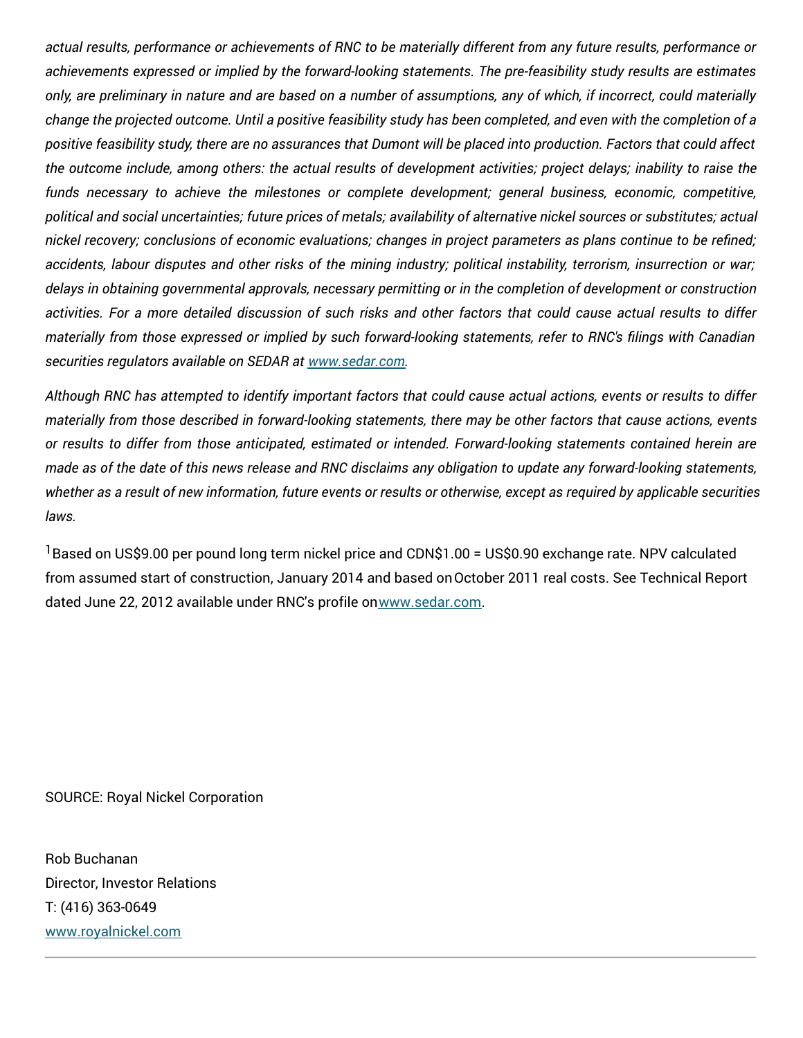*actual results, performance or achievements of RNC to be materially different from any future results, performance or achievements expressed or implied by the forward-looking statements. The pre-feasibility study results are estimates only, are preliminary in nature and are based on a number of assumptions, any of which, if incorrect, could materially change the projected outcome. Until a positive feasibility study has been completed, and even with the completion of a positive feasibility study, there are no assurances that Dumont will be placed into production. Factors that could affect the outcome include, among others: the actual results of development activities; project delays; inability to raise the funds necessary to achieve the milestones or complete development; general business, economic, competitive, political and social uncertainties; future prices of metals; availability of alternative nickel sources or substitutes; actual nickel recovery; conclusions of economic evaluations; changes in project parameters as plans continue to be refined; accidents, labour disputes and other risks of the mining industry; political instability, terrorism, insurrection or war; delays in obtaining governmental approvals, necessary permitting or in the completion of development or construction activities. For a more detailed discussion of such risks and other factors that could cause actual results to differ materially from those expressed or implied by such forward-looking statements, refer to RNC's filings with Canadian securities regulators available on SEDAR at www.sedar.com.*

*Although RNC has attempted to identify important factors that could cause actual actions, events or results to differ materially from those described in forward-looking statements, there may be other factors that cause actions, events or results to differ from those anticipated, estimated or intended. Forward-looking statements contained herein are made as of the date of this news release and RNC disclaims any obligation to update any forward-looking statements, whether as a result of new information, future events or results or otherwise, except as required by applicable securities laws.*

[1]Based on US$9.00 per pound long term nickel price and CDN$1.00 = US$0.90 exchange rate. NPV calculated from assumed start of construction, January 2014 and based on October 2011 real costs. See Technical Report dated June 22, 2012 available under RNC's profile on www.sedar.com.

SOURCE: Royal Nickel Corporation

Rob Buchanan
Director, Investor Relations
T: (416) 363-0649
www.royalnickel.com